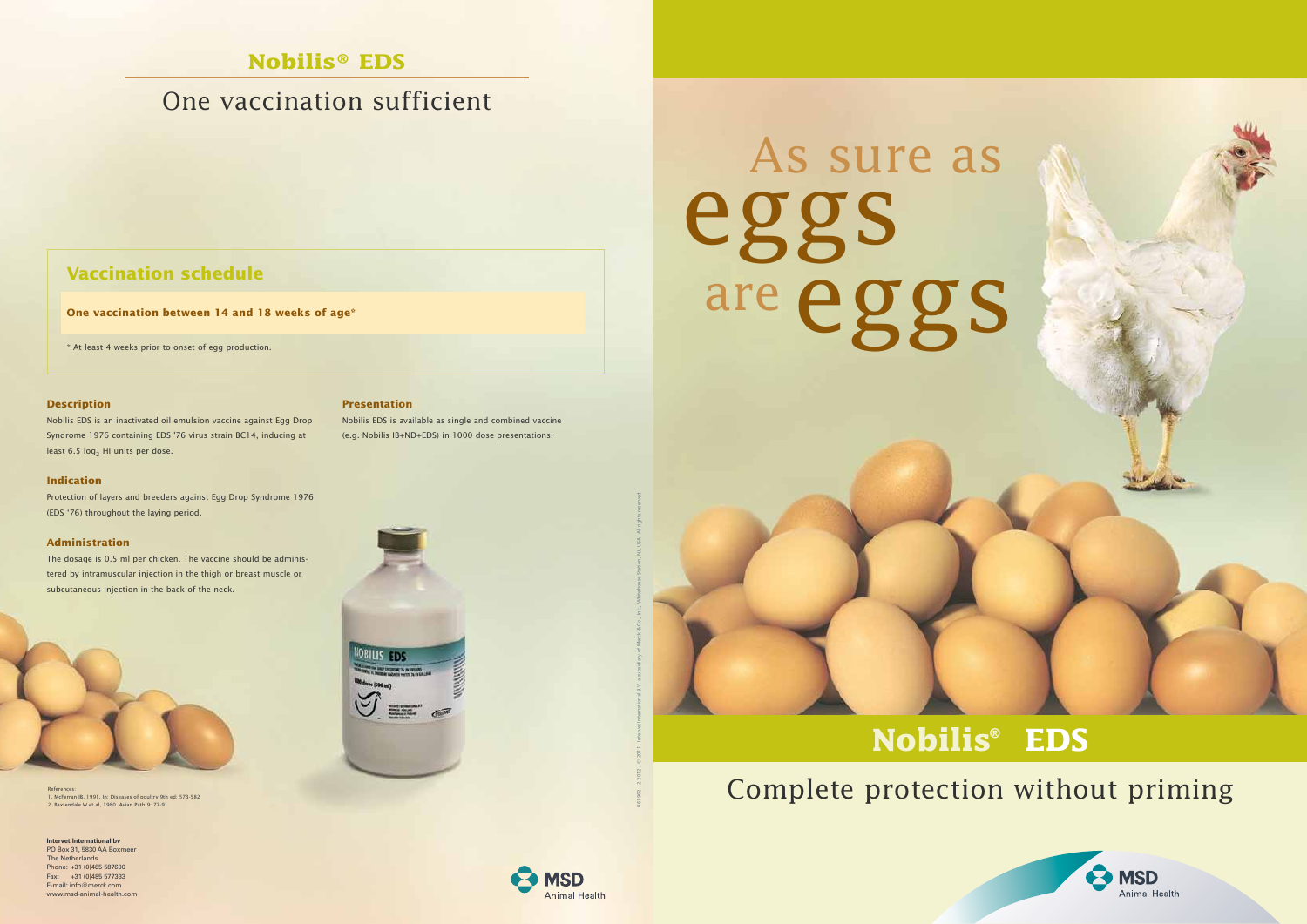## Nobilis® EDS

# One vaccination sufficient

### Vaccination schedule

**One vaccination between 14 and 18 weeks of age***

* At least 4 weeks prior to onset of egg production.

#### Description

Nobilis EDS is an inactivated oil emulsion vaccine against Egg Drop Syndrome 1976 containing EDS '76 virus strain BC14, inducing at least 6.5 $\log_2$ HI units per dose.

#### Indication

Protection of layers and breeders against Egg Drop Syndrome 1976 (EDS '76) throughout the laying period.

#### Administration

The dosage is 0.5 ml per chicken. The vaccine should be administered by intramuscular injection in the thigh or breast muscle or subcutaneous injection in the back of the neck.

#### Presentation

Nobilis EDS is available as single and combined vaccine (e.g. Nobilis IB+ND+EDS) in 1000 dose presentations.

References:
1. McFerran JB, 1991. In: Diseases of poultry 9th ed: 573-582
2. Baxtendale W et al, 1980. Avian Path 9: 77-91

**Intervet International bv**
PO Box 31, 5830 AA Boxmeer
The Netherlands
Phone: +31 (0)485 587600
Fax: +31 (0)485 577333
E-mail: info@merck.com
www.msd-animal-health.com

MSD Animal Health

061962 2.2012 © 2011 Intervet International B.V., a subsidiary of Merck & Co., Inc., Whitehouse Station, NJ, USA. All rights reserved.

# As sure as eggs are eggs

## Nobilis® EDS

Complete protection without priming

MSD Animal Health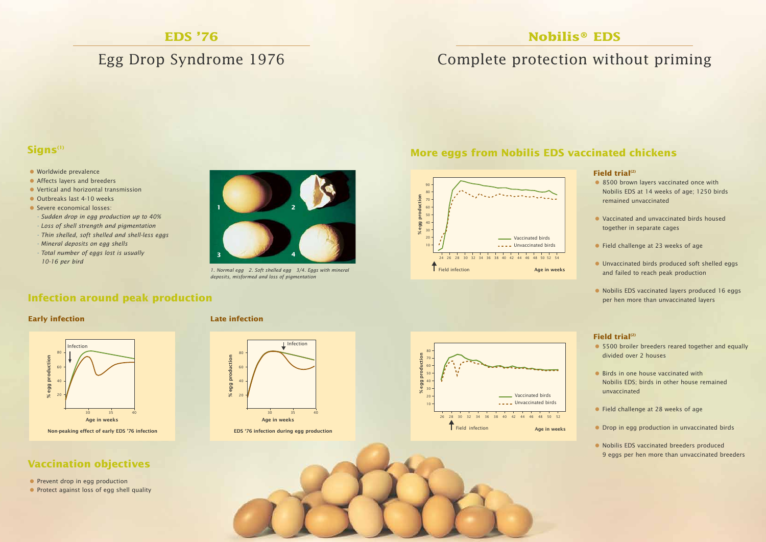# EDS '76

## Egg Drop Syndrome 1976

### Signs[1]

- Worldwide prevalence
- Affects layers and breeders
- Vertical and horizontal transmission
- Outbreaks last 4-10 weeks
- Severe economical losses:
  - *Sudden drop in egg production up to 40%*
  - *Loss of shell strength and pigmentation*
  - *Thin shelled, soft shelled and shell-less eggs*
  - *Mineral deposits on egg shells*
  - *Total number of eggs lost is usually 10-16 per bird*

1 2 3 4

*1. Normal egg 2. Soft shelled egg 3/4. Eggs with mineral deposits, misformed and loss of pigmentation*

### Infection around peak production

**Early infection**

Infection
% egg production
20 40 60 80
30 35 40
Age in weeks

**Non-peaking effect of early EDS '76 infection**

**Late infection**

Infection
% egg production
20 40 60 80
30 35 40
Age in weeks

**EDS '76 infection during egg production**

### Vaccination objectives

- Prevent drop in egg production
- Protect against loss of egg shell quality

# Nobilis® EDS

## Complete protection without priming

### More eggs from Nobilis EDS vaccinated chickens

% egg production
10 20 30 40 50 60 70 80 90
24 26 28 30 32 34 36 38 40 42 44 46 48 50 52 54
Vaccinated birds
Unvaccinated birds
Field infection
Age in weeks

**Field trial[2]**

- 8500 brown layers vaccinated once with Nobilis EDS at 14 weeks of age; 1250 birds remained unvaccinated
- Vaccinated and unvaccinated birds housed together in separate cages
- Field challenge at 23 weeks of age
- Unvaccinated birds produced soft shelled eggs and failed to reach peak production
- Nobilis EDS vaccinated layers produced 16 eggs per hen more than unvaccinated layers

% egg production
10 20 30 40 50 60 70 80
26 28 30 32 34 36 38 40 42 44 46 48 50 52
Vaccinated birds
Unvaccinated birds
Field infection
Age in weeks

**Field trial[2]**

- 5500 broiler breeders reared together and equally divided over 2 houses
- Birds in one house vaccinated with Nobilis EDS; birds in other house remained unvaccinated
- Field challenge at 28 weeks of age
- Drop in egg production in unvaccinated birds
- Nobilis EDS vaccinated breeders produced 9 eggs per hen more than unvaccinated breeders